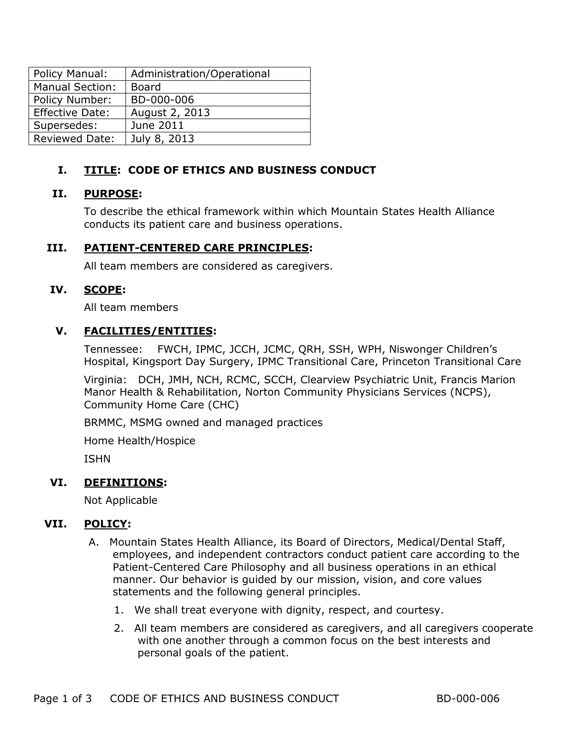| Policy Manual: | Administration/Operational |
|---|---|
| Manual Section: | Board |
| Policy Number: | BD-000-006 |
| Effective Date: | August 2, 2013 |
| Supersedes: | June 2011 |
| Reviewed Date: | July 8, 2013 |

## I. TITLE: CODE OF ETHICS AND BUSINESS CONDUCT

## II. PURPOSE:

To describe the ethical framework within which Mountain States Health Alliance conducts its patient care and business operations.

## III. PATIENT-CENTERED CARE PRINCIPLES:

All team members are considered as caregivers.

## IV. SCOPE:

All team members

## V. FACILITIES/ENTITIES:

Tennessee: FWCH, IPMC, JCCH, JCMC, QRH, SSH, WPH, Niswonger Children's Hospital, Kingsport Day Surgery, IPMC Transitional Care, Princeton Transitional Care

Virginia: DCH, JMH, NCH, RCMC, SCCH, Clearview Psychiatric Unit, Francis Marion Manor Health & Rehabilitation, Norton Community Physicians Services (NCPS), Community Home Care (CHC)

BRMMC, MSMG owned and managed practices

Home Health/Hospice

ISHN

## VI. DEFINITIONS:

Not Applicable

## VII. POLICY:

A. Mountain States Health Alliance, its Board of Directors, Medical/Dental Staff, employees, and independent contractors conduct patient care according to the Patient-Centered Care Philosophy and all business operations in an ethical manner. Our behavior is guided by our mission, vision, and core values statements and the following general principles.

   1. We shall treat everyone with dignity, respect, and courtesy.

   2. All team members are considered as caregivers, and all caregivers cooperate with one another through a common focus on the best interests and personal goals of the patient.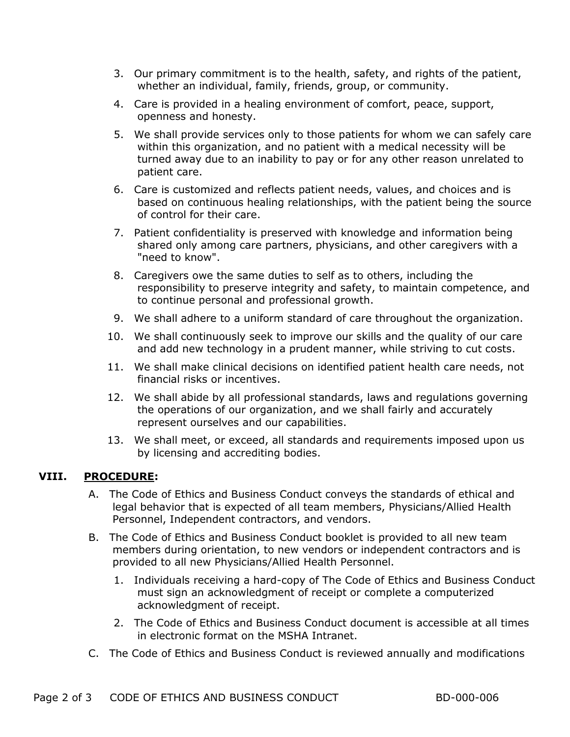3. Our primary commitment is to the health, safety, and rights of the patient, whether an individual, family, friends, group, or community.
4. Care is provided in a healing environment of comfort, peace, support, openness and honesty.
5. We shall provide services only to those patients for whom we can safely care within this organization, and no patient with a medical necessity will be turned away due to an inability to pay or for any other reason unrelated to patient care.
6. Care is customized and reflects patient needs, values, and choices and is based on continuous healing relationships, with the patient being the source of control for their care.
7. Patient confidentiality is preserved with knowledge and information being shared only among care partners, physicians, and other caregivers with a "need to know".
8. Caregivers owe the same duties to self as to others, including the responsibility to preserve integrity and safety, to maintain competence, and to continue personal and professional growth.
9. We shall adhere to a uniform standard of care throughout the organization.
10. We shall continuously seek to improve our skills and the quality of our care and add new technology in a prudent manner, while striving to cut costs.
11. We shall make clinical decisions on identified patient health care needs, not financial risks or incentives.
12. We shall abide by all professional standards, laws and regulations governing the operations of our organization, and we shall fairly and accurately represent ourselves and our capabilities.
13. We shall meet, or exceed, all standards and requirements imposed upon us by licensing and accrediting bodies.

## VIII. PROCEDURE:

A. The Code of Ethics and Business Conduct conveys the standards of ethical and legal behavior that is expected of all team members, Physicians/Allied Health Personnel, Independent contractors, and vendors.

B. The Code of Ethics and Business Conduct booklet is provided to all new team members during orientation, to new vendors or independent contractors and is provided to all new Physicians/Allied Health Personnel.

1. Individuals receiving a hard-copy of The Code of Ethics and Business Conduct must sign an acknowledgment of receipt or complete a computerized acknowledgment of receipt.
2. The Code of Ethics and Business Conduct document is accessible at all times in electronic format on the MSHA Intranet.

C. The Code of Ethics and Business Conduct is reviewed annually and modifications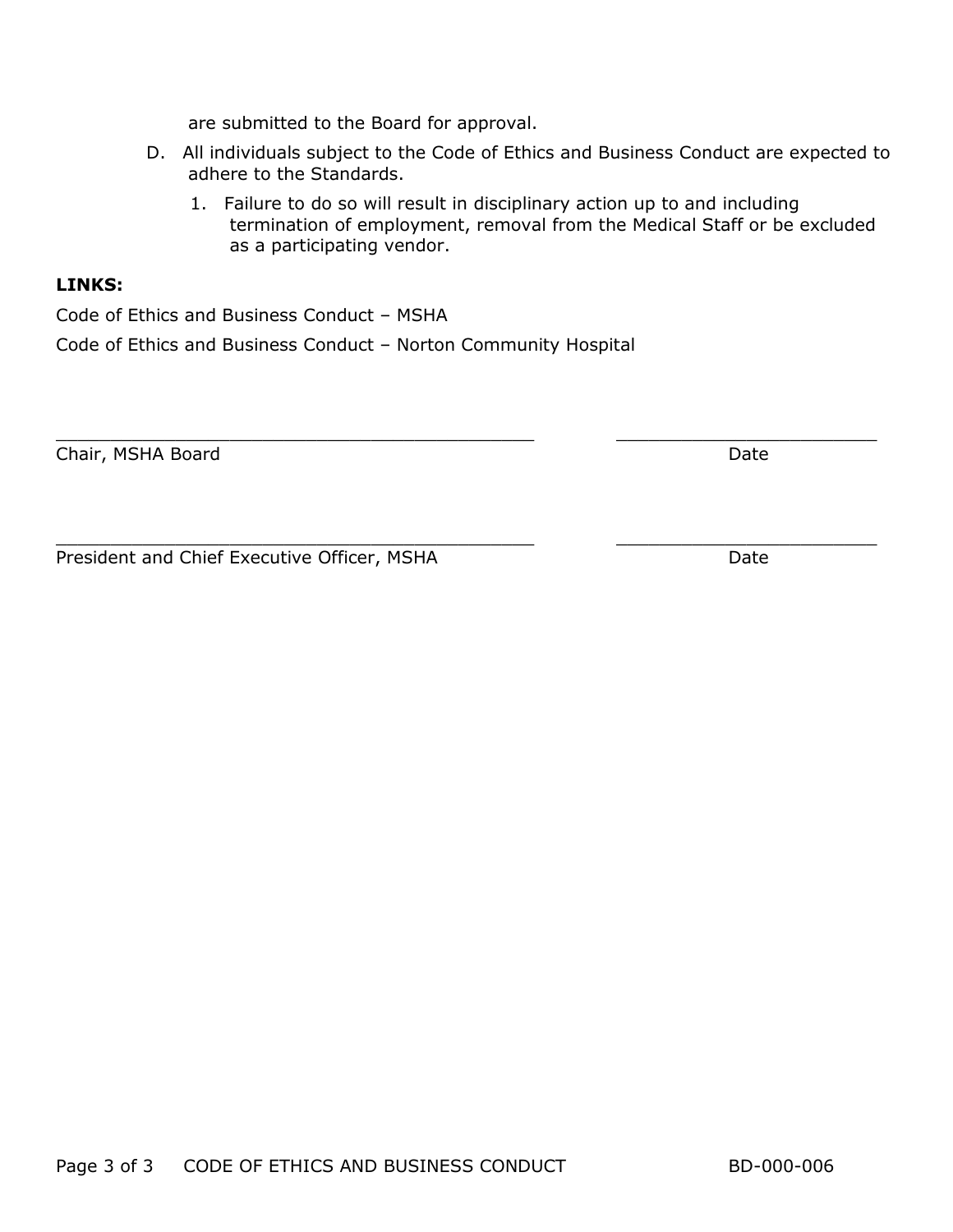are submitted to the Board for approval.

D. All individuals subject to the Code of Ethics and Business Conduct are expected to adhere to the Standards.

   1. Failure to do so will result in disciplinary action up to and including termination of employment, removal from the Medical Staff or be excluded as a participating vendor.

**LINKS:**

Code of Ethics and Business Conduct – MSHA

Code of Ethics and Business Conduct – Norton Community Hospital

_____________________________________________ &nbsp;&nbsp;&nbsp;&nbsp; ________________________

Chair, MSHA Board &nbsp;&nbsp;&nbsp;&nbsp; Date

_____________________________________________ &nbsp;&nbsp;&nbsp;&nbsp; ________________________

President and Chief Executive Officer, MSHA &nbsp;&nbsp;&nbsp;&nbsp; Date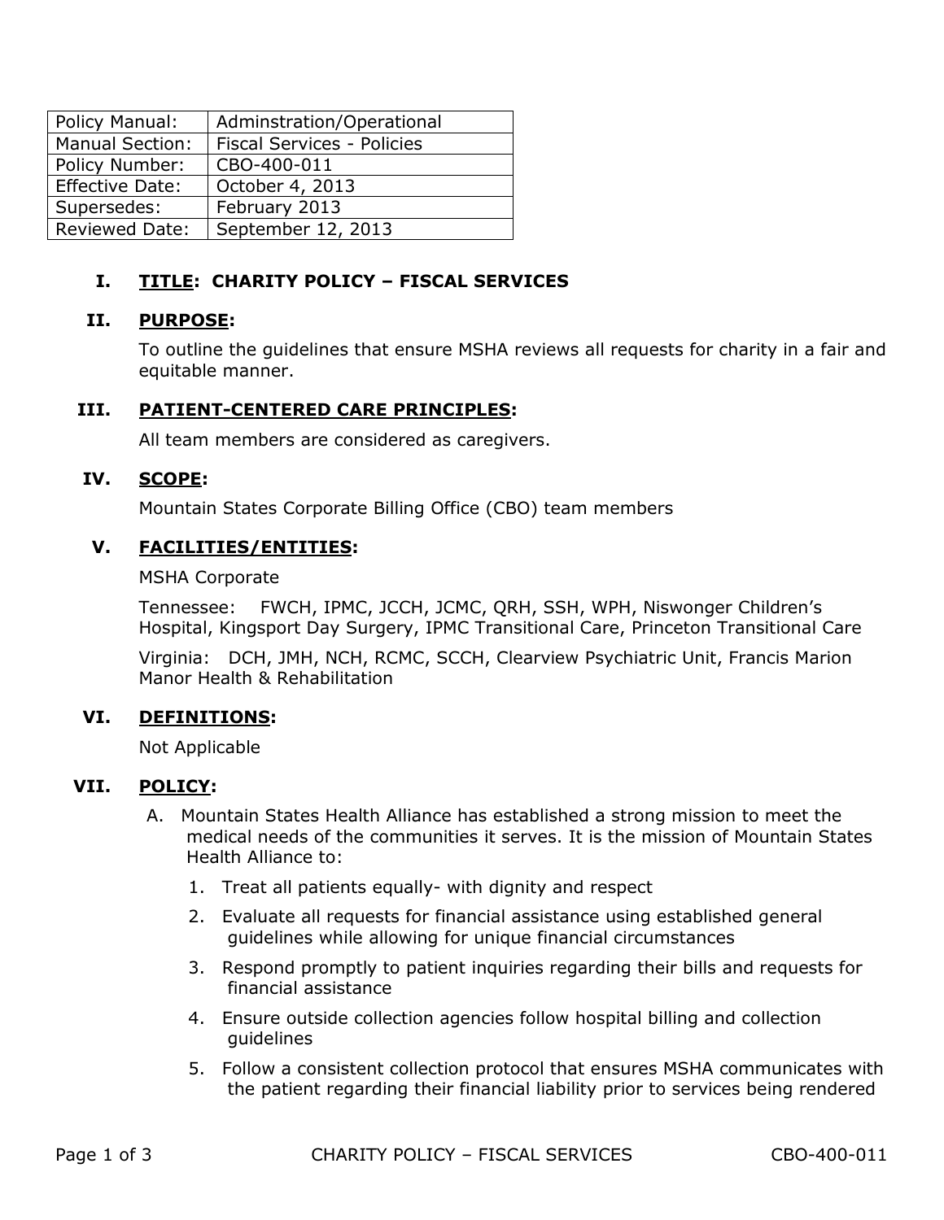| Policy Manual: | Adminstration/Operational |
|---|---|
| Manual Section: | Fiscal Services - Policies |
| Policy Number: | CBO-400-011 |
| Effective Date: | October 4, 2013 |
| Supersedes: | February 2013 |
| Reviewed Date: | September 12, 2013 |

## I. TITLE: CHARITY POLICY – FISCAL SERVICES

## II. PURPOSE:

To outline the guidelines that ensure MSHA reviews all requests for charity in a fair and equitable manner.

## III. PATIENT-CENTERED CARE PRINCIPLES:

All team members are considered as caregivers.

## IV. SCOPE:

Mountain States Corporate Billing Office (CBO) team members

## V. FACILITIES/ENTITIES:

MSHA Corporate

Tennessee: FWCH, IPMC, JCCH, JCMC, QRH, SSH, WPH, Niswonger Children's Hospital, Kingsport Day Surgery, IPMC Transitional Care, Princeton Transitional Care

Virginia: DCH, JMH, NCH, RCMC, SCCH, Clearview Psychiatric Unit, Francis Marion Manor Health & Rehabilitation

## VI. DEFINITIONS:

Not Applicable

## VII. POLICY:

A. Mountain States Health Alliance has established a strong mission to meet the medical needs of the communities it serves. It is the mission of Mountain States Health Alliance to:

1. Treat all patients equally- with dignity and respect
2. Evaluate all requests for financial assistance using established general guidelines while allowing for unique financial circumstances
3. Respond promptly to patient inquiries regarding their bills and requests for financial assistance
4. Ensure outside collection agencies follow hospital billing and collection guidelines
5. Follow a consistent collection protocol that ensures MSHA communicates with the patient regarding their financial liability prior to services being rendered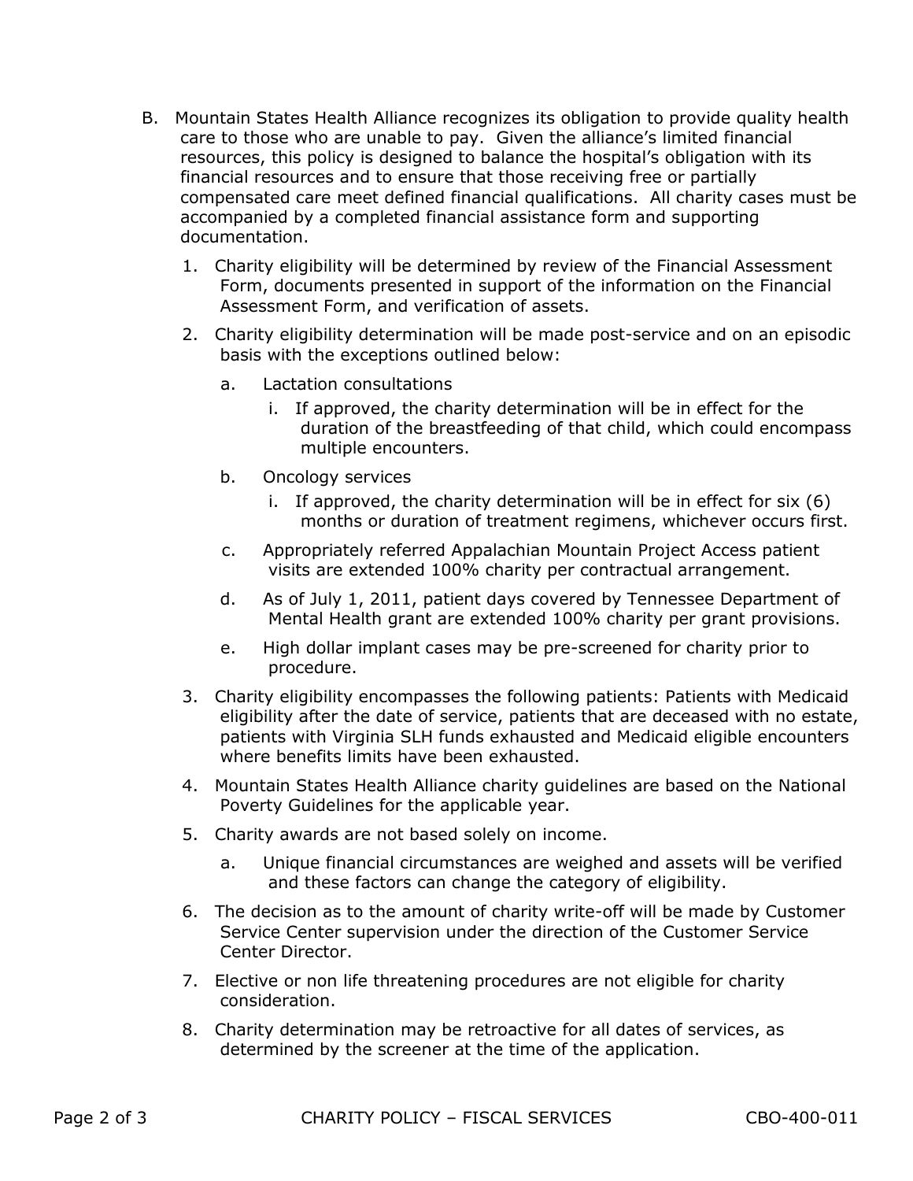B. Mountain States Health Alliance recognizes its obligation to provide quality health care to those who are unable to pay. Given the alliance's limited financial resources, this policy is designed to balance the hospital's obligation with its financial resources and to ensure that those receiving free or partially compensated care meet defined financial qualifications. All charity cases must be accompanied by a completed financial assistance form and supporting documentation.

1. Charity eligibility will be determined by review of the Financial Assessment Form, documents presented in support of the information on the Financial Assessment Form, and verification of assets.
2. Charity eligibility determination will be made post-service and on an episodic basis with the exceptions outlined below:
    a. Lactation consultations
        i. If approved, the charity determination will be in effect for the duration of the breastfeeding of that child, which could encompass multiple encounters.
    b. Oncology services
        i. If approved, the charity determination will be in effect for six (6) months or duration of treatment regimens, whichever occurs first.
    c. Appropriately referred Appalachian Mountain Project Access patient visits are extended 100% charity per contractual arrangement.
    d. As of July 1, 2011, patient days covered by Tennessee Department of Mental Health grant are extended 100% charity per grant provisions.
    e. High dollar implant cases may be pre-screened for charity prior to procedure.
3. Charity eligibility encompasses the following patients: Patients with Medicaid eligibility after the date of service, patients that are deceased with no estate, patients with Virginia SLH funds exhausted and Medicaid eligible encounters where benefits limits have been exhausted.
4. Mountain States Health Alliance charity guidelines are based on the National Poverty Guidelines for the applicable year.
5. Charity awards are not based solely on income.
    a. Unique financial circumstances are weighed and assets will be verified and these factors can change the category of eligibility.
6. The decision as to the amount of charity write-off will be made by Customer Service Center supervision under the direction of the Customer Service Center Director.
7. Elective or non life threatening procedures are not eligible for charity consideration.
8. Charity determination may be retroactive for all dates of services, as determined by the screener at the time of the application.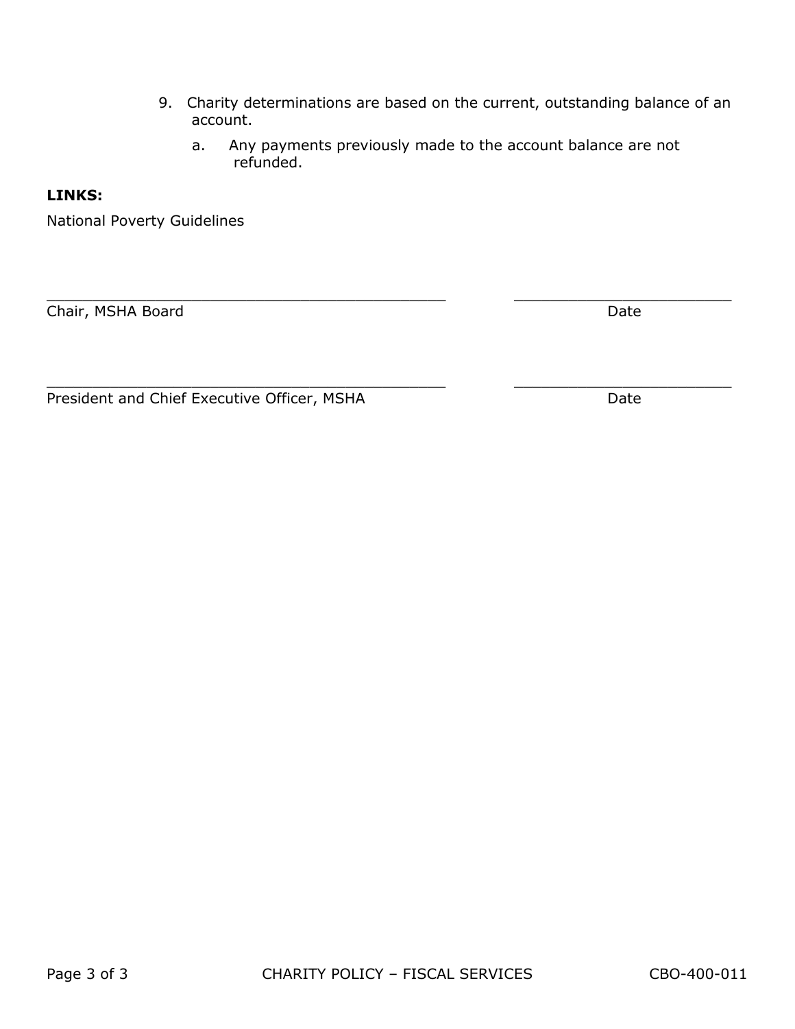9. Charity determinations are based on the current, outstanding balance of an account.
    a. Any payments previously made to the account balance are not refunded.

**LINKS:**

National Poverty Guidelines

_____________________________________________ _________________________

Chair, MSHA Board Date

_____________________________________________ _________________________

President and Chief Executive Officer, MSHA Date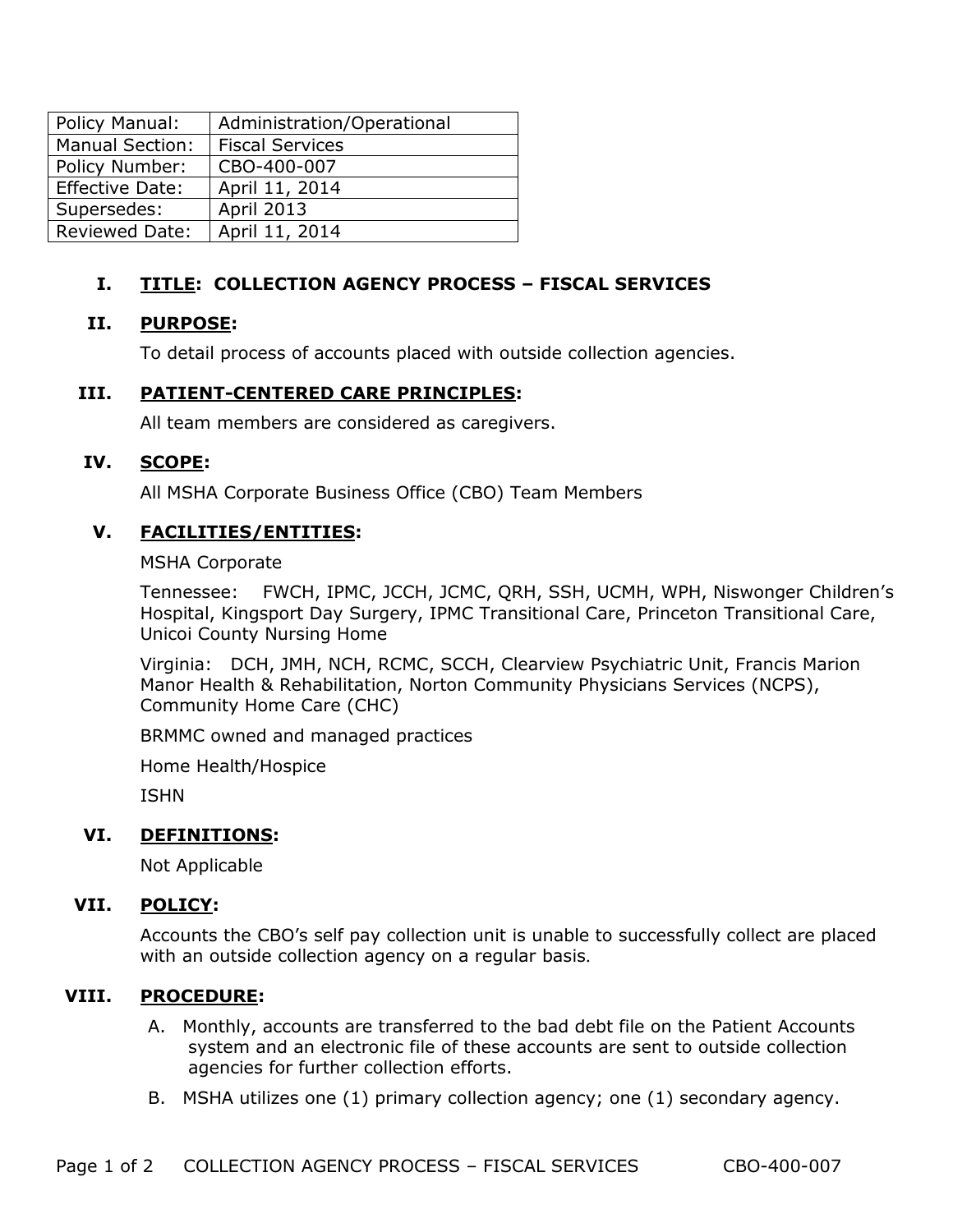| Policy Manual: | Administration/Operational |
| --- | --- |
| Manual Section: | Fiscal Services |
| Policy Number: | CBO-400-007 |
| Effective Date: | April 11, 2014 |
| Supersedes: | April 2013 |
| Reviewed Date: | April 11, 2014 |

## I. TITLE: COLLECTION AGENCY PROCESS – FISCAL SERVICES

## II. PURPOSE:

To detail process of accounts placed with outside collection agencies.

## III. PATIENT-CENTERED CARE PRINCIPLES:

All team members are considered as caregivers.

## IV. SCOPE:

All MSHA Corporate Business Office (CBO) Team Members

## V. FACILITIES/ENTITIES:

MSHA Corporate

Tennessee: FWCH, IPMC, JCCH, JCMC, QRH, SSH, UCMH, WPH, Niswonger Children's Hospital, Kingsport Day Surgery, IPMC Transitional Care, Princeton Transitional Care, Unicoi County Nursing Home

Virginia: DCH, JMH, NCH, RCMC, SCCH, Clearview Psychiatric Unit, Francis Marion Manor Health & Rehabilitation, Norton Community Physicians Services (NCPS), Community Home Care (CHC)

BRMMC owned and managed practices

Home Health/Hospice

ISHN

## VI. DEFINITIONS:

Not Applicable

## VII. POLICY:

Accounts the CBO's self pay collection unit is unable to successfully collect are placed with an outside collection agency on a regular basis.

## VIII. PROCEDURE:

A. Monthly, accounts are transferred to the bad debt file on the Patient Accounts system and an electronic file of these accounts are sent to outside collection agencies for further collection efforts.

B. MSHA utilizes one (1) primary collection agency; one (1) secondary agency.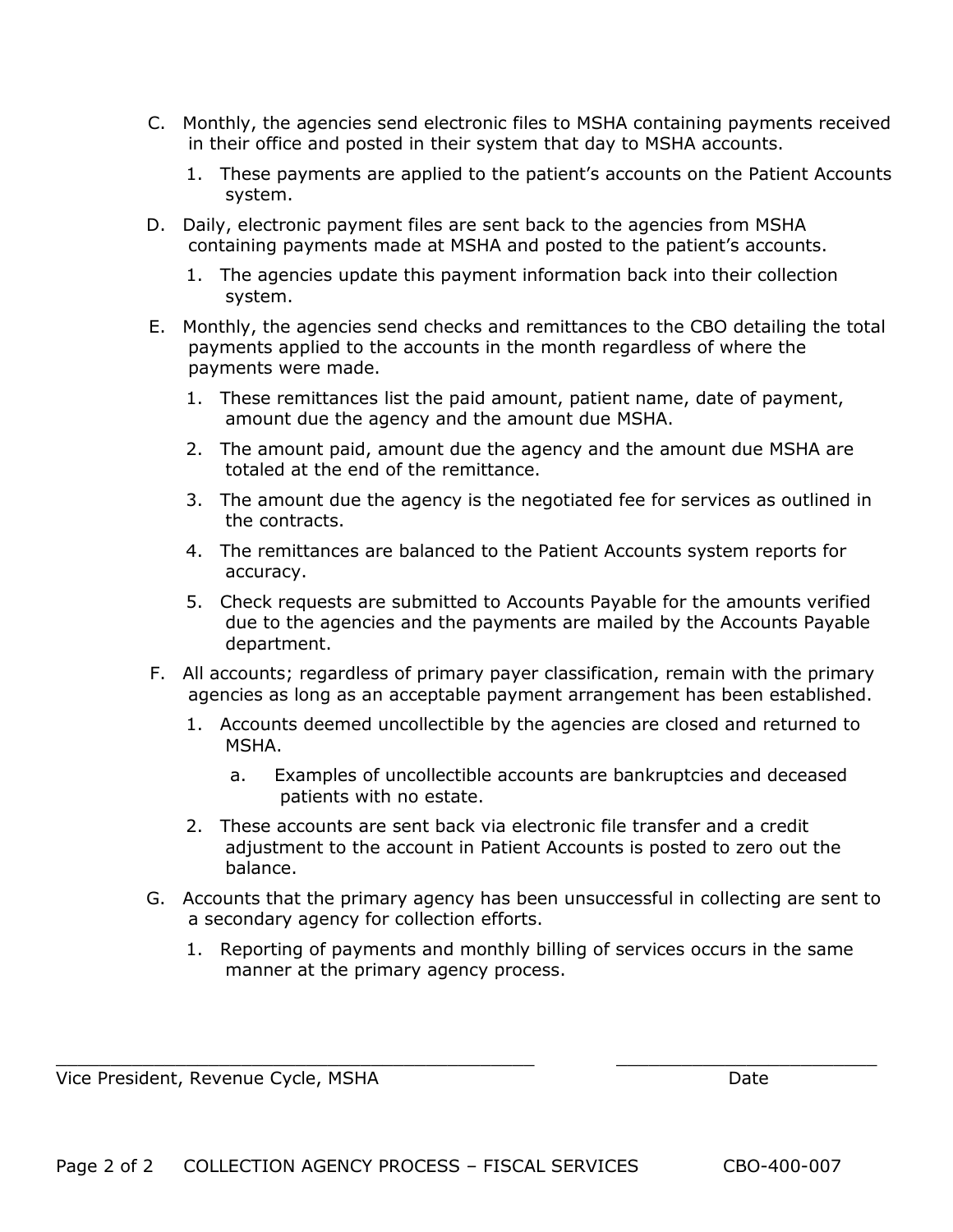C. Monthly, the agencies send electronic files to MSHA containing payments received in their office and posted in their system that day to MSHA accounts.

   1. These payments are applied to the patient's accounts on the Patient Accounts system.

D. Daily, electronic payment files are sent back to the agencies from MSHA containing payments made at MSHA and posted to the patient's accounts.

   1. The agencies update this payment information back into their collection system.

E. Monthly, the agencies send checks and remittances to the CBO detailing the total payments applied to the accounts in the month regardless of where the payments were made.

   1. These remittances list the paid amount, patient name, date of payment, amount due the agency and the amount due MSHA.
   2. The amount paid, amount due the agency and the amount due MSHA are totaled at the end of the remittance.
   3. The amount due the agency is the negotiated fee for services as outlined in the contracts.
   4. The remittances are balanced to the Patient Accounts system reports for accuracy.
   5. Check requests are submitted to Accounts Payable for the amounts verified due to the agencies and the payments are mailed by the Accounts Payable department.

F. All accounts; regardless of primary payer classification, remain with the primary agencies as long as an acceptable payment arrangement has been established.

   1. Accounts deemed uncollectible by the agencies are closed and returned to MSHA.
      a. Examples of uncollectible accounts are bankruptcies and deceased patients with no estate.
   2. These accounts are sent back via electronic file transfer and a credit adjustment to the account in Patient Accounts is posted to zero out the balance.

G. Accounts that the primary agency has been unsuccessful in collecting are sent to a secondary agency for collection efforts.

   1. Reporting of payments and monthly billing of services occurs in the same manner at the primary agency process.

\_\_\_\_\_\_\_\_\_\_\_\_\_\_\_\_\_\_\_\_\_\_\_\_\_\_\_\_\_\_\_\_\_\_\_\_\_\_\_\_\_\_ \_\_\_\_\_\_\_\_\_\_\_\_\_\_\_\_\_\_\_\_\_\_\_\_

Vice President, Revenue Cycle, MSHA Date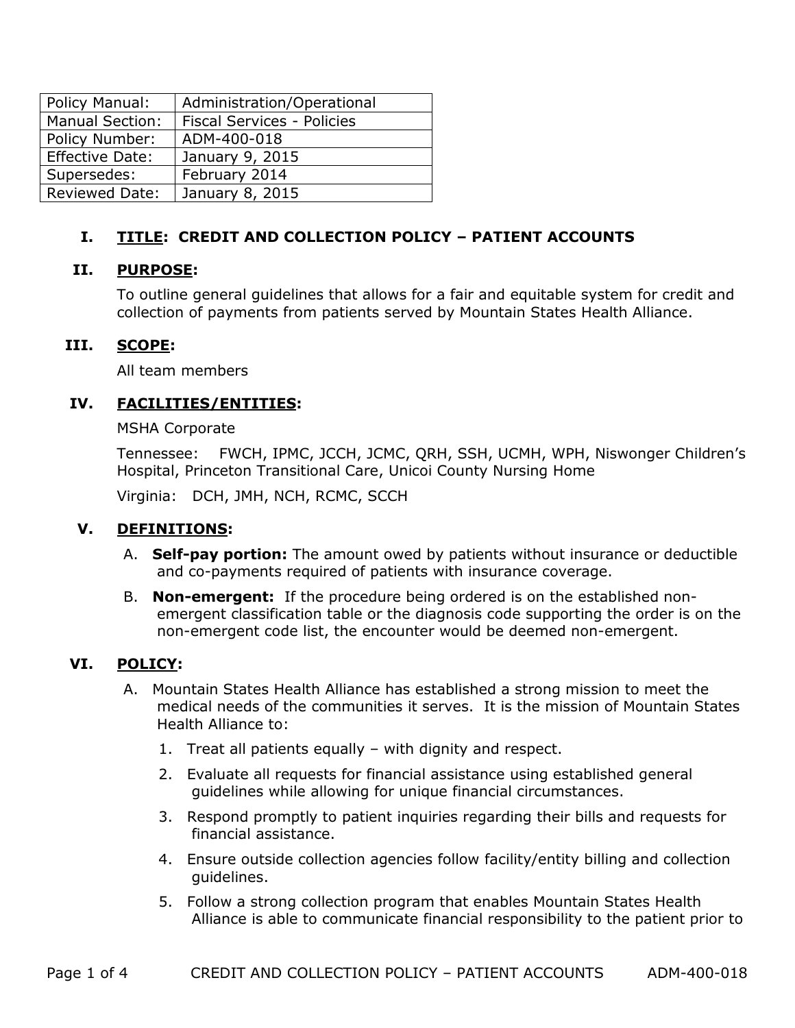| Policy Manual: | Administration/Operational |
|---|---|
| Manual Section: | Fiscal Services - Policies |
| Policy Number: | ADM-400-018 |
| Effective Date: | January 9, 2015 |
| Supersedes: | February 2014 |
| Reviewed Date: | January 8, 2015 |

## I. TITLE: CREDIT AND COLLECTION POLICY – PATIENT ACCOUNTS

## II. PURPOSE:

To outline general guidelines that allows for a fair and equitable system for credit and collection of payments from patients served by Mountain States Health Alliance.

## III. SCOPE:

All team members

## IV. FACILITIES/ENTITIES:

MSHA Corporate

Tennessee: FWCH, IPMC, JCCH, JCMC, QRH, SSH, UCMH, WPH, Niswonger Children's Hospital, Princeton Transitional Care, Unicoi County Nursing Home

Virginia: DCH, JMH, NCH, RCMC, SCCH

## V. DEFINITIONS:

A. **Self-pay portion:** The amount owed by patients without insurance or deductible and co-payments required of patients with insurance coverage.

B. **Non-emergent:** If the procedure being ordered is on the established non-emergent classification table or the diagnosis code supporting the order is on the non-emergent code list, the encounter would be deemed non-emergent.

## VI. POLICY:

A. Mountain States Health Alliance has established a strong mission to meet the medical needs of the communities it serves. It is the mission of Mountain States Health Alliance to:

1. Treat all patients equally – with dignity and respect.
2. Evaluate all requests for financial assistance using established general guidelines while allowing for unique financial circumstances.
3. Respond promptly to patient inquiries regarding their bills and requests for financial assistance.
4. Ensure outside collection agencies follow facility/entity billing and collection guidelines.
5. Follow a strong collection program that enables Mountain States Health Alliance is able to communicate financial responsibility to the patient prior to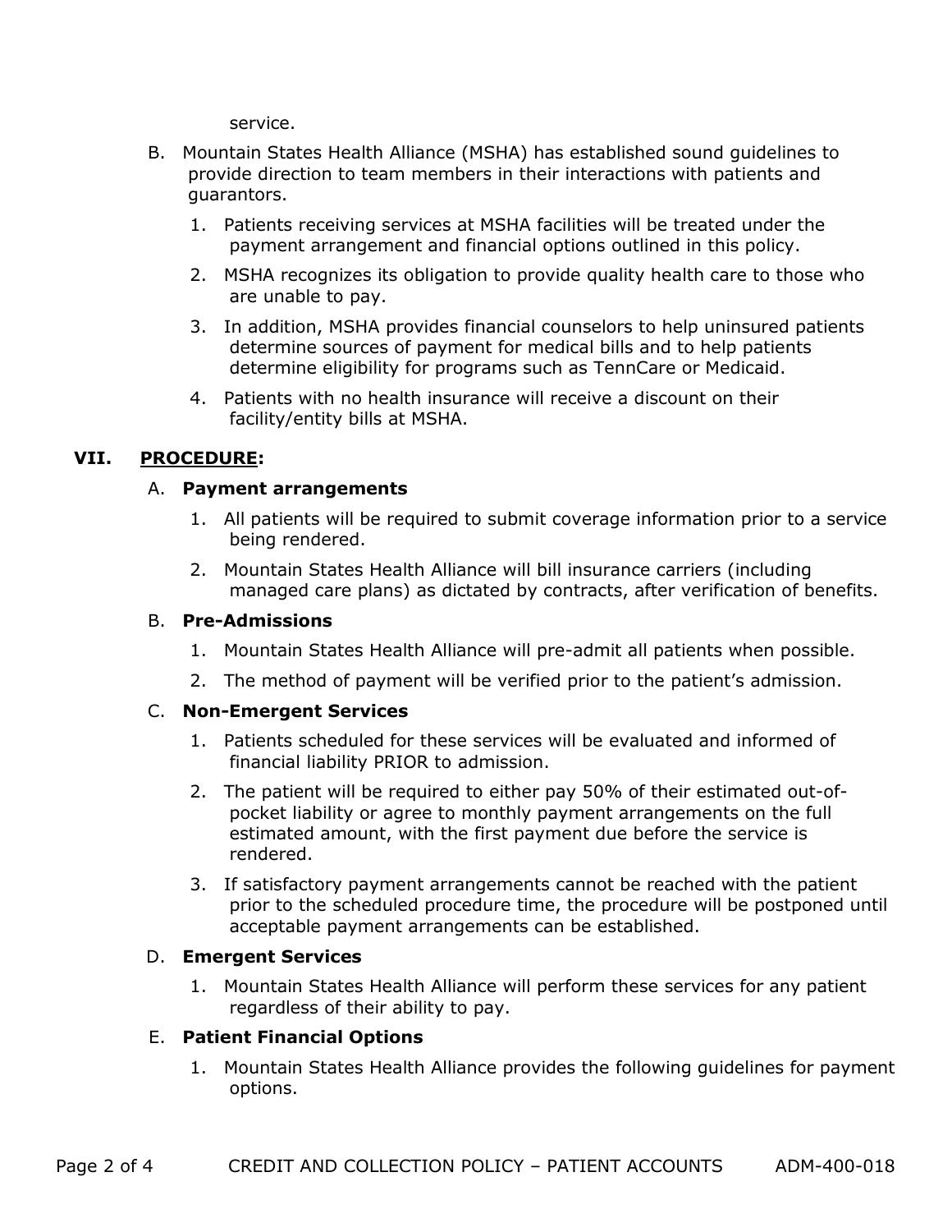service.

B. Mountain States Health Alliance (MSHA) has established sound guidelines to provide direction to team members in their interactions with patients and guarantors.

   1. Patients receiving services at MSHA facilities will be treated under the payment arrangement and financial options outlined in this policy.

   2. MSHA recognizes its obligation to provide quality health care to those who are unable to pay.

   3. In addition, MSHA provides financial counselors to help uninsured patients determine sources of payment for medical bills and to help patients determine eligibility for programs such as TennCare or Medicaid.

   4. Patients with no health insurance will receive a discount on their facility/entity bills at MSHA.

## VII. PROCEDURE:

A. **Payment arrangements**

   1. All patients will be required to submit coverage information prior to a service being rendered.

   2. Mountain States Health Alliance will bill insurance carriers (including managed care plans) as dictated by contracts, after verification of benefits.

B. **Pre-Admissions**

   1. Mountain States Health Alliance will pre-admit all patients when possible.

   2. The method of payment will be verified prior to the patient's admission.

C. **Non-Emergent Services**

   1. Patients scheduled for these services will be evaluated and informed of financial liability PRIOR to admission.

   2. The patient will be required to either pay 50% of their estimated out-of-pocket liability or agree to monthly payment arrangements on the full estimated amount, with the first payment due before the service is rendered.

   3. If satisfactory payment arrangements cannot be reached with the patient prior to the scheduled procedure time, the procedure will be postponed until acceptable payment arrangements can be established.

D. **Emergent Services**

   1. Mountain States Health Alliance will perform these services for any patient regardless of their ability to pay.

E. **Patient Financial Options**

   1. Mountain States Health Alliance provides the following guidelines for payment options.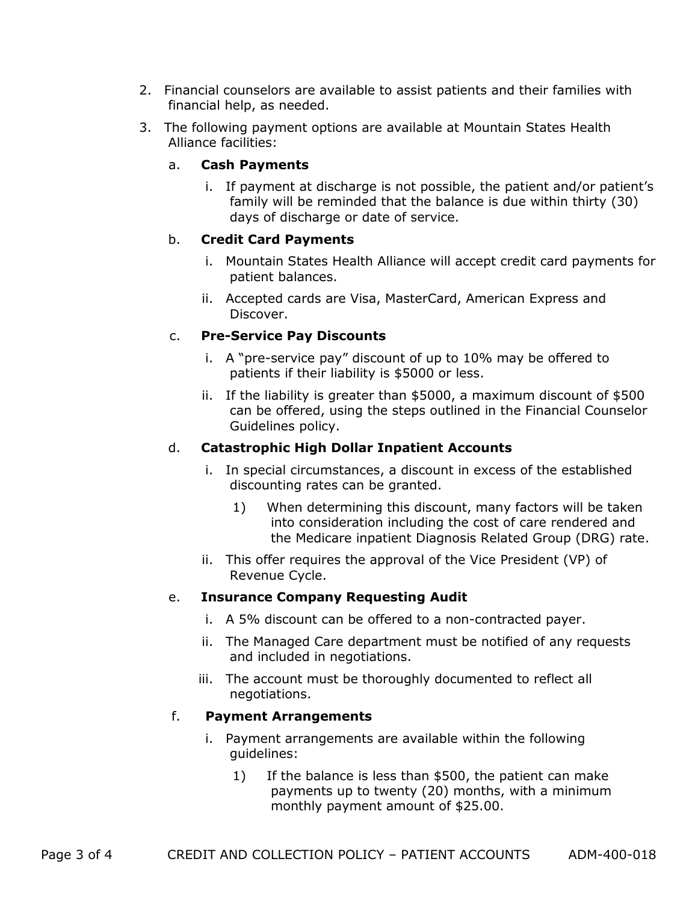2. Financial counselors are available to assist patients and their families with financial help, as needed.

3. The following payment options are available at Mountain States Health Alliance facilities:

   a. **Cash Payments**

      i. If payment at discharge is not possible, the patient and/or patient's family will be reminded that the balance is due within thirty (30) days of discharge or date of service.

   b. **Credit Card Payments**

      i. Mountain States Health Alliance will accept credit card payments for patient balances.

      ii. Accepted cards are Visa, MasterCard, American Express and Discover.

   c. **Pre-Service Pay Discounts**

      i. A "pre-service pay" discount of up to 10% may be offered to patients if their liability is $5000 or less.

      ii. If the liability is greater than $5000, a maximum discount of $500 can be offered, using the steps outlined in the Financial Counselor Guidelines policy.

   d. **Catastrophic High Dollar Inpatient Accounts**

      i. In special circumstances, a discount in excess of the established discounting rates can be granted.

         1) When determining this discount, many factors will be taken into consideration including the cost of care rendered and the Medicare inpatient Diagnosis Related Group (DRG) rate.

      ii. This offer requires the approval of the Vice President (VP) of Revenue Cycle.

   e. **Insurance Company Requesting Audit**

      i. A 5% discount can be offered to a non-contracted payer.

      ii. The Managed Care department must be notified of any requests and included in negotiations.

      iii. The account must be thoroughly documented to reflect all negotiations.

   f. **Payment Arrangements**

      i. Payment arrangements are available within the following guidelines:

         1) If the balance is less than $500, the patient can make payments up to twenty (20) months, with a minimum monthly payment amount of $25.00.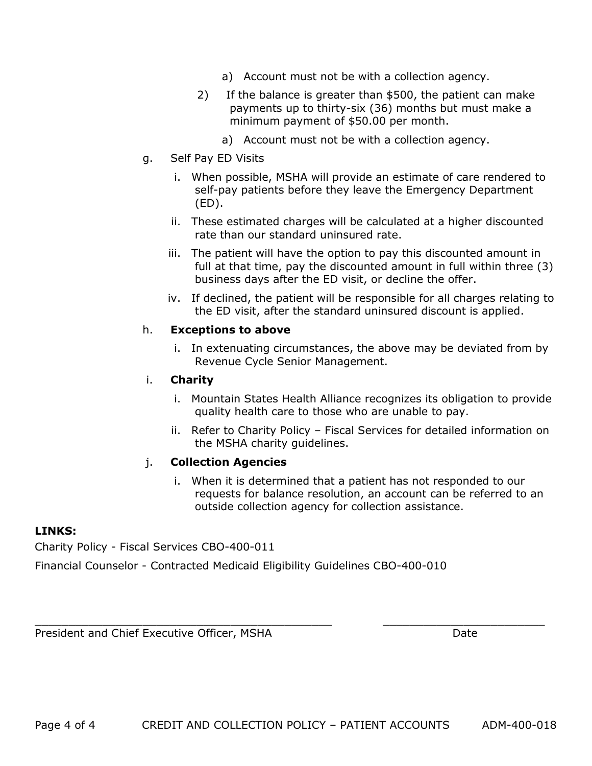a) Account must not be with a collection agency.

2) If the balance is greater than $500, the patient can make payments up to thirty-six (36) months but must make a minimum payment of $50.00 per month.

a) Account must not be with a collection agency.

g. Self Pay ED Visits

i. When possible, MSHA will provide an estimate of care rendered to self-pay patients before they leave the Emergency Department (ED).

ii. These estimated charges will be calculated at a higher discounted rate than our standard uninsured rate.

iii. The patient will have the option to pay this discounted amount in full at that time, pay the discounted amount in full within three (3) business days after the ED visit, or decline the offer.

iv. If declined, the patient will be responsible for all charges relating to the ED visit, after the standard uninsured discount is applied.

h. **Exceptions to above**

i. In extenuating circumstances, the above may be deviated from by Revenue Cycle Senior Management.

i. **Charity**

i. Mountain States Health Alliance recognizes its obligation to provide quality health care to those who are unable to pay.

ii. Refer to Charity Policy – Fiscal Services for detailed information on the MSHA charity guidelines.

j. **Collection Agencies**

i. When it is determined that a patient has not responded to our requests for balance resolution, an account can be referred to an outside collection agency for collection assistance.

**LINKS:**

Charity Policy - Fiscal Services CBO-400-011

Financial Counselor - Contracted Medicaid Eligibility Guidelines CBO-400-010

_____________________________________________ ________________________

President and Chief Executive Officer, MSHA Date